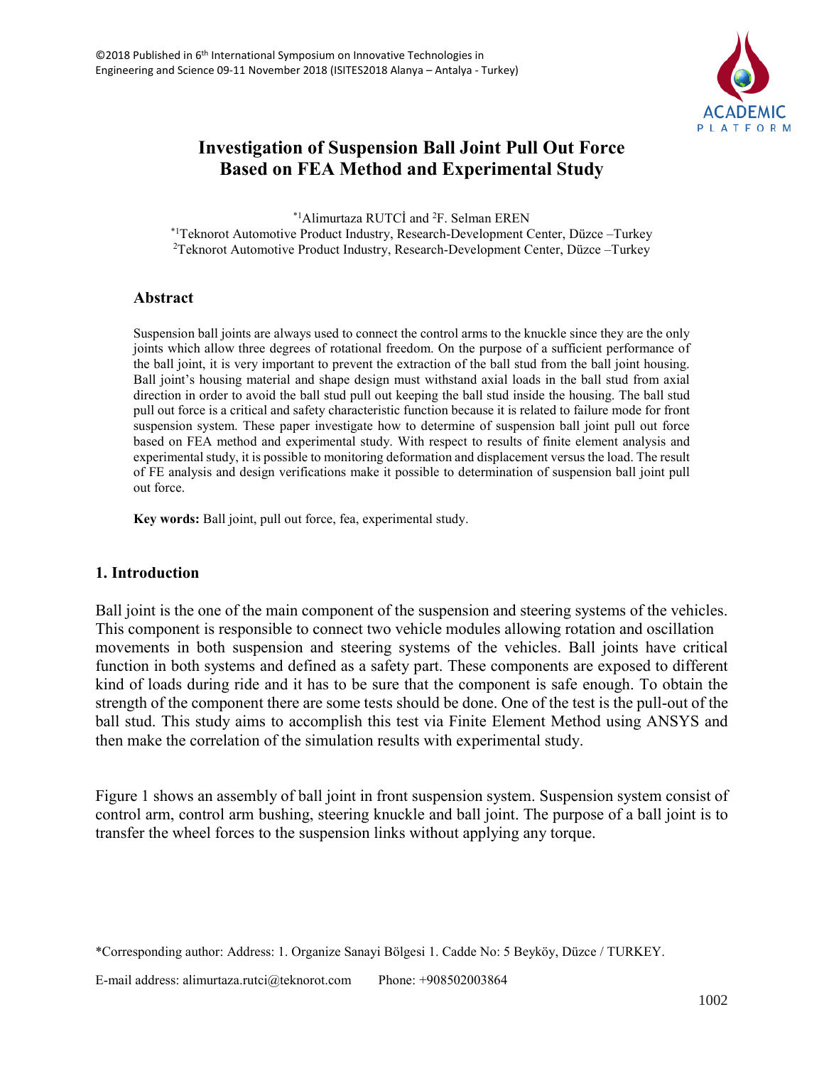# Investigation of Suspension Ball Joint Pull Out Force Based on FEA Method and Experimental Study

*[1]Alimurtaza RUTCİ and [2]F. Selman EREN

*[1]Teknorot Automotive Product Industry, Research-Development Center, Düzce –Turkey
[2]Teknorot Automotive Product Industry, Research-Development Center, Düzce –Turkey

## Abstract

Suspension ball joints are always used to connect the control arms to the knuckle since they are the only joints which allow three degrees of rotational freedom. On the purpose of a sufficient performance of the ball joint, it is very important to prevent the extraction of the ball stud from the ball joint housing. Ball joint's housing material and shape design must withstand axial loads in the ball stud from axial direction in order to avoid the ball stud pull out keeping the ball stud inside the housing. The ball stud pull out force is a critical and safety characteristic function because it is related to failure mode for front suspension system. These paper investigate how to determine of suspension ball joint pull out force based on FEA method and experimental study. With respect to results of finite element analysis and experimental study, it is possible to monitoring deformation and displacement versus the load. The result of FE analysis and design verifications make it possible to determination of suspension ball joint pull out force.

**Key words:** Ball joint, pull out force, fea, experimental study.

## 1. Introduction

Ball joint is the one of the main component of the suspension and steering systems of the vehicles. This component is responsible to connect two vehicle modules allowing rotation and oscillation movements in both suspension and steering systems of the vehicles. Ball joints have critical function in both systems and defined as a safety part. These components are exposed to different kind of loads during ride and it has to be sure that the component is safe enough. To obtain the strength of the component there are some tests should be done. One of the test is the pull-out of the ball stud. This study aims to accomplish this test via Finite Element Method using ANSYS and then make the correlation of the simulation results with experimental study.

Figure 1 shows an assembly of ball joint in front suspension system. Suspension system consist of control arm, control arm bushing, steering knuckle and ball joint. The purpose of a ball joint is to transfer the wheel forces to the suspension links without applying any torque.

*Corresponding author: Address: 1. Organize Sanayi Bölgesi 1. Cadde No: 5 Beyköy, Düzce / TURKEY.

E-mail address: alimurtaza.rutci@teknorot.com Phone: +908502003864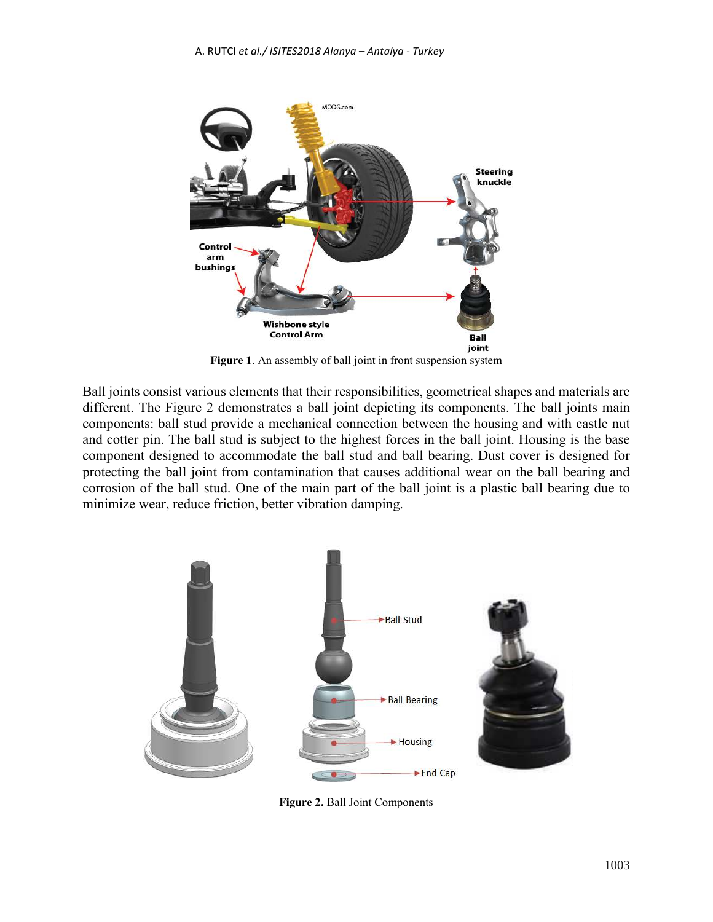Figure 1. An assembly of ball joint in front suspension system

Ball joints consist various elements that their responsibilities, geometrical shapes and materials are different. The Figure 2 demonstrates a ball joint depicting its components. The ball joints main components: ball stud provide a mechanical connection between the housing and with castle nut and cotter pin. The ball stud is subject to the highest forces in the ball joint. Housing is the base component designed to accommodate the ball stud and ball bearing. Dust cover is designed for protecting the ball joint from contamination that causes additional wear on the ball bearing and corrosion of the ball stud. One of the main part of the ball joint is a plastic ball bearing due to minimize wear, reduce friction, better vibration damping.

**Figure 2.** Ball Joint Components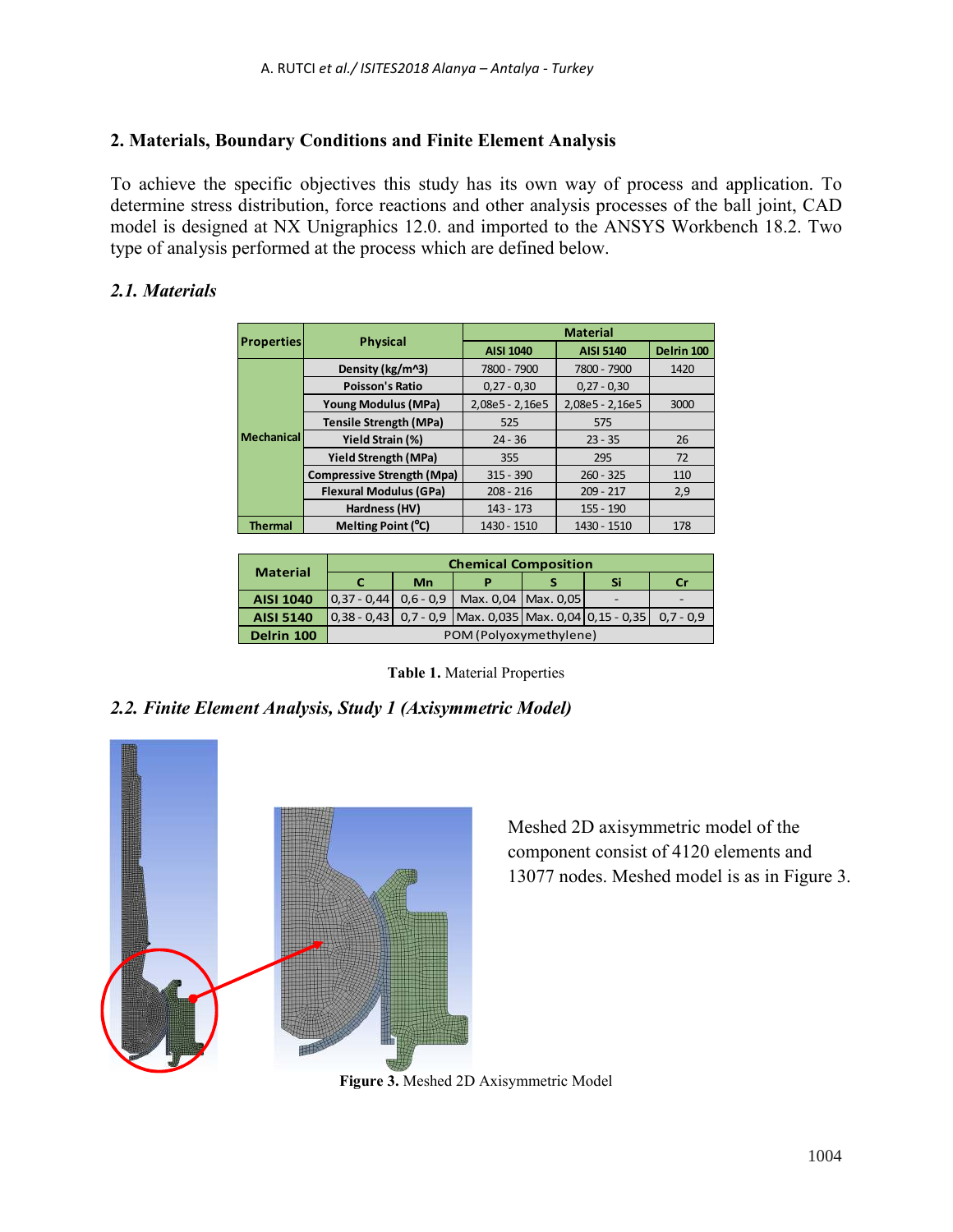## 2. Materials, Boundary Conditions and Finite Element Analysis

To achieve the specific objectives this study has its own way of process and application. To determine stress distribution, force reactions and other analysis processes of the ball joint, CAD model is designed at NX Unigraphics 12.0. and imported to the ANSYS Workbench 18.2. Two type of analysis performed at the process which are defined below.

### *2.1. Materials*

| Properties | Physical | Material | | |
|---|---|---|---|---|
| | | AISI 1040 | AISI 5140 | Delrin 100 |
| Mechanical | Density (kg/m^3) | 7800 - 7900 | 7800 - 7900 | 1420 |
| | Poisson's Ratio | 0,27 - 0,30 | 0,27 - 0,30 | |
| | Young Modulus (MPa) | 2,08e5 - 2,16e5 | 2,08e5 - 2,16e5 | 3000 |
| | Tensile Strength (MPa) | 525 | 575 | |
| | Yield Strain (%) | 24 - 36 | 23 - 35 | 26 |
| | Yield Strength (MPa) | 355 | 295 | 72 |
| | Compressive Strength (Mpa) | 315 - 390 | 260 - 325 | 110 |
| | Flexural Modulus (GPa) | 208 - 216 | 209 - 217 | 2,9 |
| | Hardness (HV) | 143 - 173 | 155 - 190 | |
| Thermal | Melting Point (°C) | 1430 - 1510 | 1430 - 1510 | 178 |

| Material | Chemical Composition | | | | | |
|---|---|---|---|---|---|---|
| | C | Mn | P | S | Si | Cr |
| AISI 1040 | 0,37 - 0,44 | 0,6 - 0,9 | Max. 0,04 | Max. 0,05 | - | - |
| AISI 5140 | 0,38 - 0,43 | 0,7 - 0,9 | Max. 0,035 | Max. 0,04 | 0,15 - 0,35 | 0,7 - 0,9 |
| Delrin 100 | POM (Polyoxymethylene) | | | | | |

**Table 1.** Material Properties

### *2.2. Finite Element Analysis, Study 1 (Axisymmetric Model)*

Meshed 2D axisymmetric model of the component consist of 4120 elements and 13077 nodes. Meshed model is as in Figure 3.

**Figure 3.** Meshed 2D Axisymmetric Model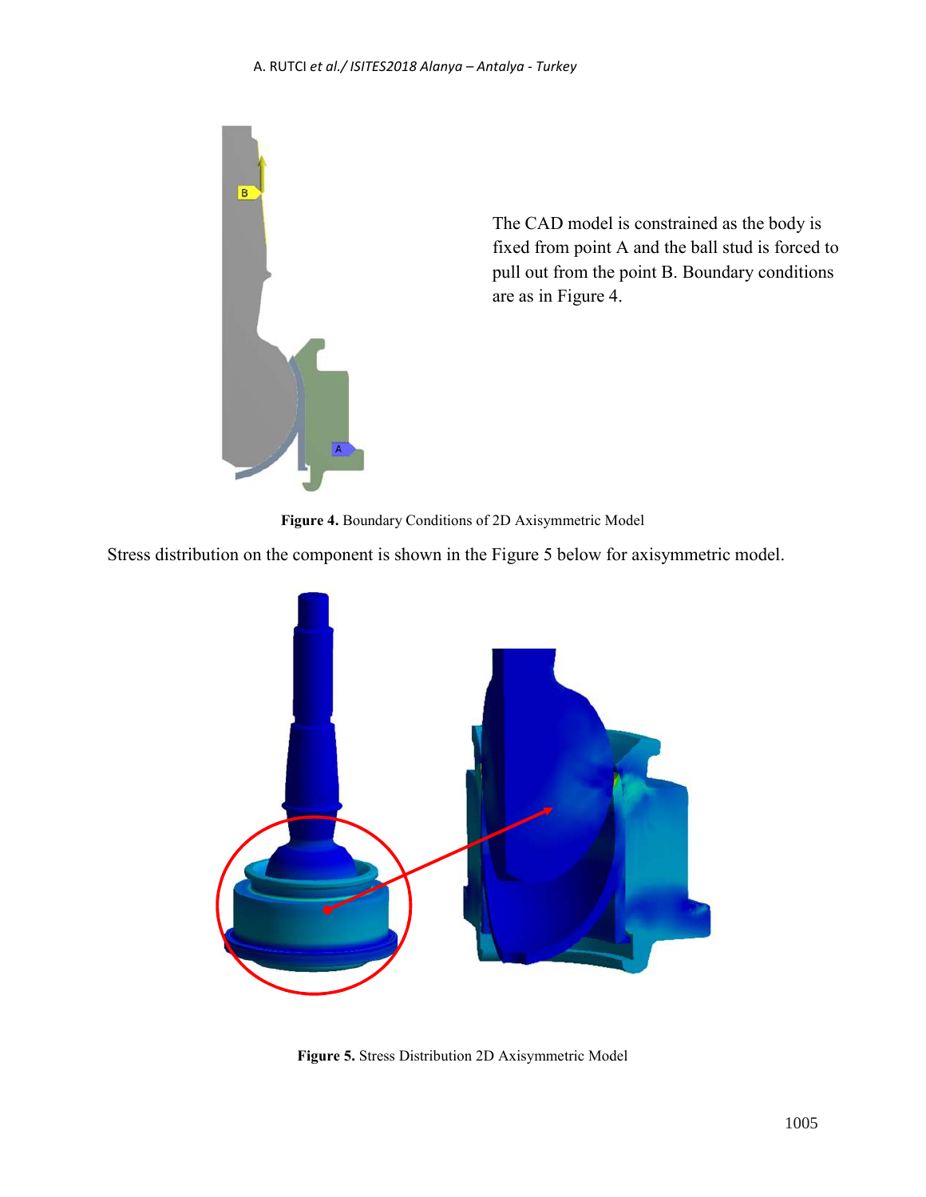The CAD model is constrained as the body is fixed from point A and the ball stud is forced to pull out from the point B. Boundary conditions are as in Figure 4.

**Figure 4.** Boundary Conditions of 2D Axisymmetric Model

Stress distribution on the component is shown in the Figure 5 below for axisymmetric model.

**Figure 5.** Stress Distribution 2D Axisymmetric Model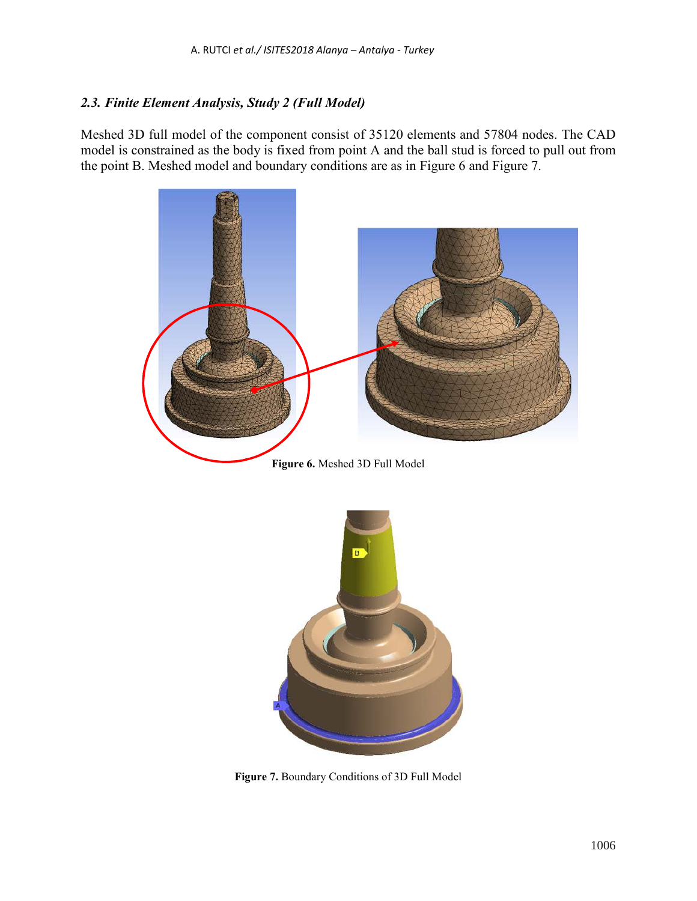### *2.3. Finite Element Analysis, Study 2 (Full Model)*

Meshed 3D full model of the component consist of 35120 elements and 57804 nodes. The CAD model is constrained as the body is fixed from point A and the ball stud is forced to pull out from the point B. Meshed model and boundary conditions are as in Figure 6 and Figure 7.

**Figure 6.** Meshed 3D Full Model

**Figure 7.** Boundary Conditions of 3D Full Model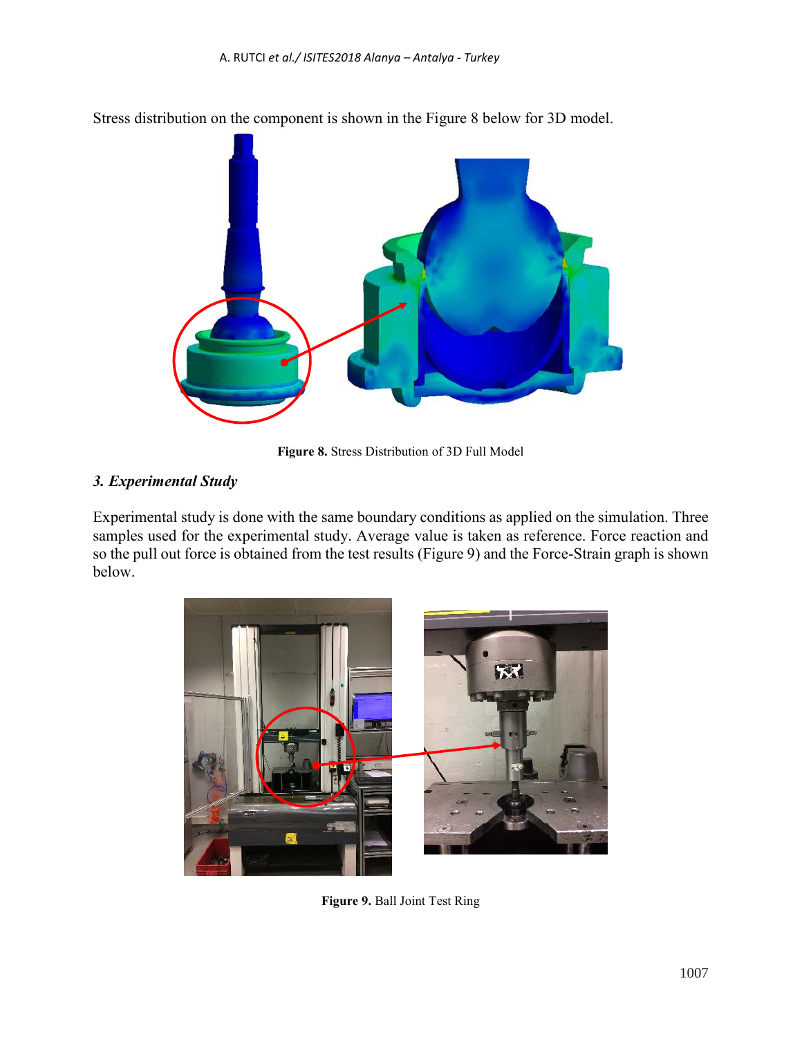Stress distribution on the component is shown in the Figure 8 below for 3D model.

**Figure 8.** Stress Distribution of 3D Full Model

### *3. Experimental Study*

Experimental study is done with the same boundary conditions as applied on the simulation. Three samples used for the experimental study. Average value is taken as reference. Force reaction and so the pull out force is obtained from the test results (Figure 9) and the Force-Strain graph is shown below.

**Figure 9.** Ball Joint Test Ring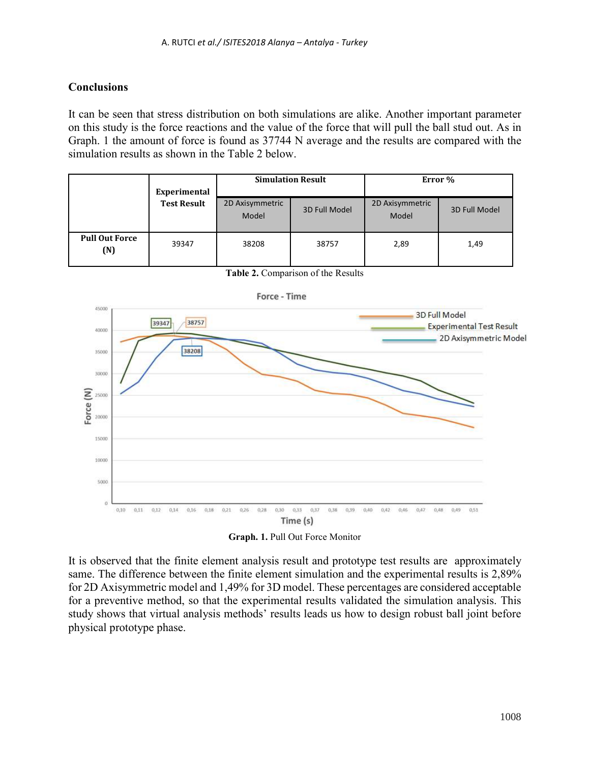## Conclusions

It can be seen that stress distribution on both simulations are alike. Another important parameter on this study is the force reactions and the value of the force that will pull the ball stud out. As in Graph. 1 the amount of force is found as 37744 N average and the results are compared with the simulation results as shown in the Table 2 below.

| | Experimental Test Result | Simulation Result | | Error % | |
|---|---|---|---|---|---|
| | | 2D Axisymmetric Model | 3D Full Model | 2D Axisymmetric Model | 3D Full Model |
| **Pull Out Force (N)** | 39347 | 38208 | 38757 | 2,89 | 1,49 |

**Table 2.** Comparison of the Results

**Graph. 1.** Pull Out Force Monitor

It is observed that the finite element analysis result and prototype test results are approximately same. The difference between the finite element simulation and the experimental results is 2,89% for 2D Axisymmetric model and 1,49% for 3D model. These percentages are considered acceptable for a preventive method, so that the experimental results validated the simulation analysis. This study shows that virtual analysis methods' results leads us how to design robust ball joint before physical prototype phase.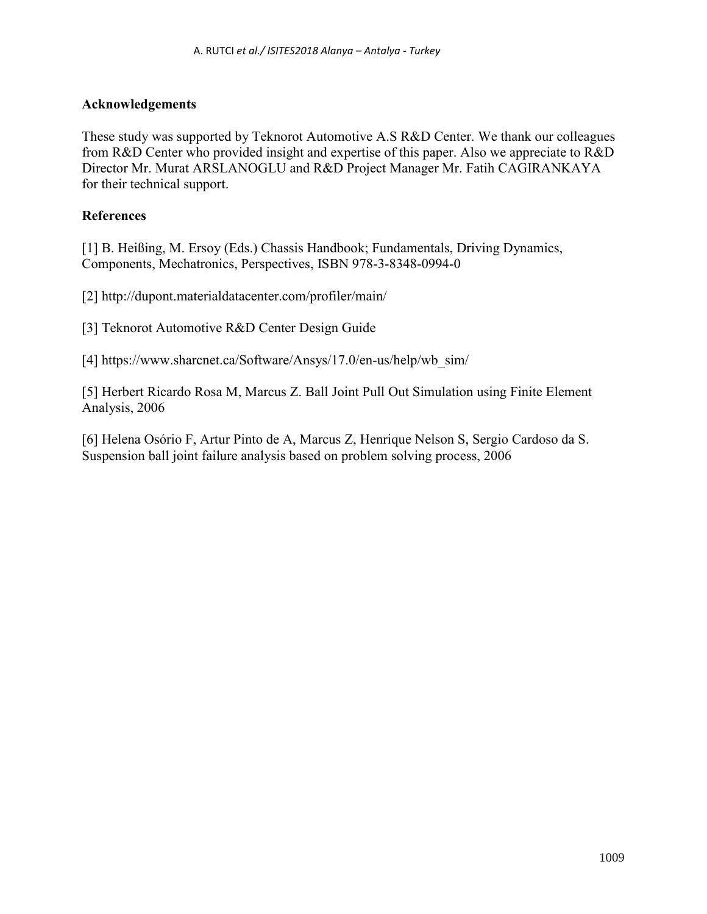## Acknowledgements

These study was supported by Teknorot Automotive A.S R&D Center. We thank our colleagues from R&D Center who provided insight and expertise of this paper. Also we appreciate to R&D Director Mr. Murat ARSLANOGLU and R&D Project Manager Mr. Fatih CAGIRANKAYA for their technical support.

## References

[1] B. Heißing, M. Ersoy (Eds.) Chassis Handbook; Fundamentals, Driving Dynamics, Components, Mechatronics, Perspectives, ISBN 978-3-8348-0994-0

[2] http://dupont.materialdatacenter.com/profiler/main/

[3] Teknorot Automotive R&D Center Design Guide

[4] https://www.sharcnet.ca/Software/Ansys/17.0/en-us/help/wb_sim/

[5] Herbert Ricardo Rosa M, Marcus Z. Ball Joint Pull Out Simulation using Finite Element Analysis, 2006

[6] Helena Osório F, Artur Pinto de A, Marcus Z, Henrique Nelson S, Sergio Cardoso da S. Suspension ball joint failure analysis based on problem solving process, 2006